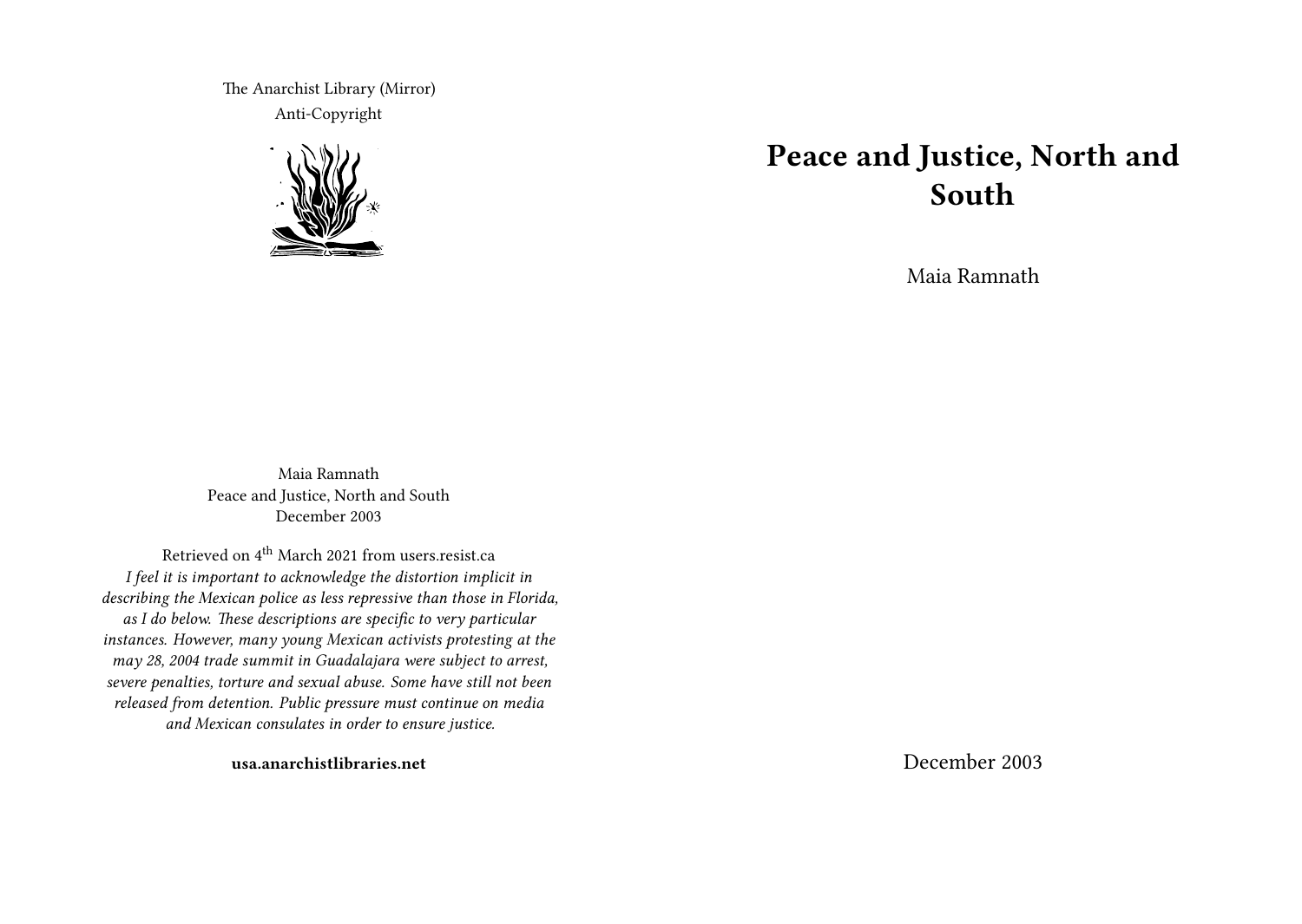The Anarchist Library (Mirror)
Anti-Copyright

# Peace and Justice, North and South

Maia Ramnath

December 2003

Maia Ramnath
Peace and Justice, North and South
December 2003

Retrieved on 4th March 2021 from users.resist.ca
*I feel it is important to acknowledge the distortion implicit in describing the Mexican police as less repressive than those in Florida, as I do below. These descriptions are specific to very particular instances. However, many young Mexican activists protesting at the may 28, 2004 trade summit in Guadalajara were subject to arrest, severe penalties, torture and sexual abuse. Some have still not been released from detention. Public pressure must continue on media and Mexican consulates in order to ensure justice.*

**usa.anarchistlibraries.net**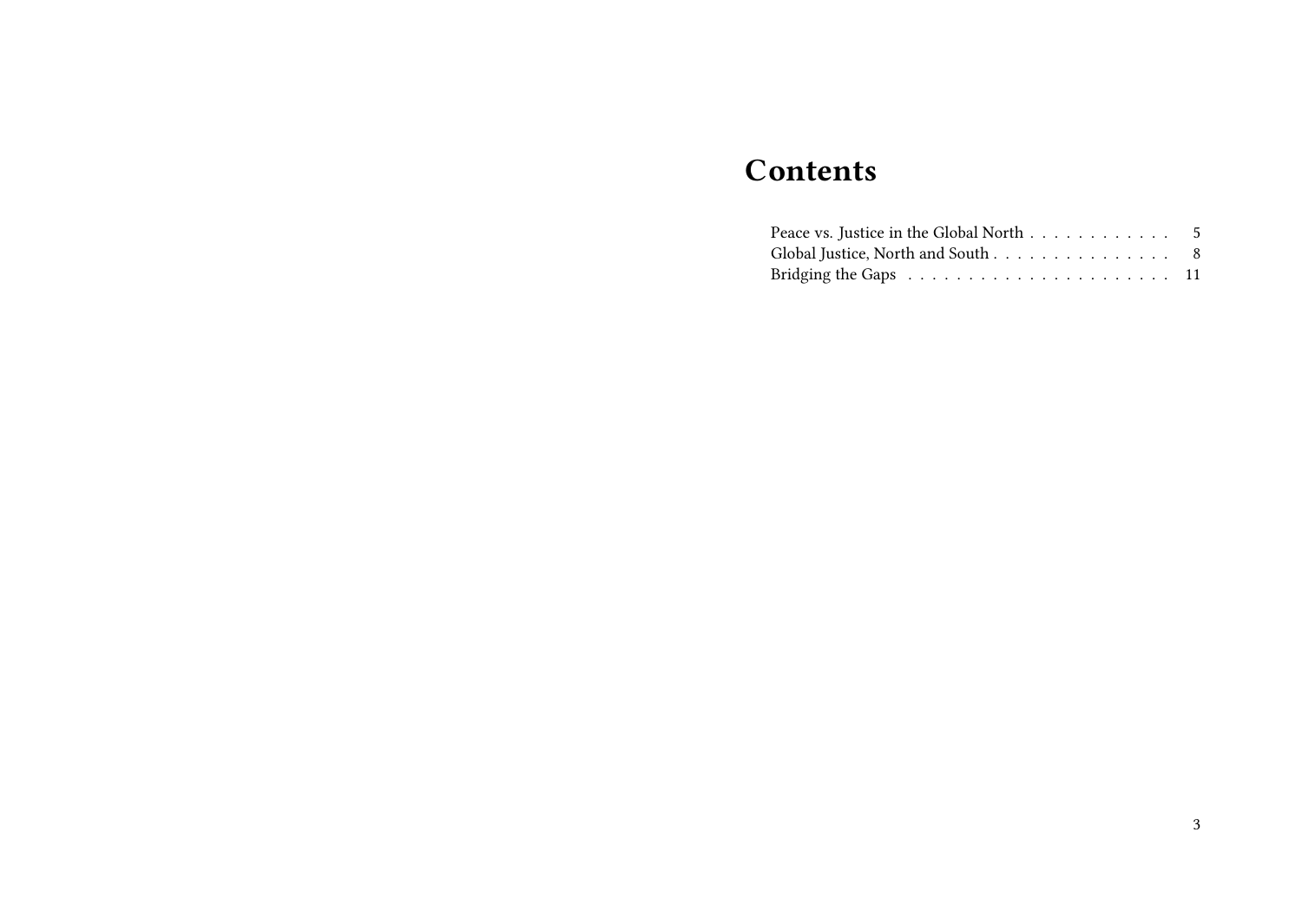# Contents

- Peace vs. Justice in the Global North . . . . . . . . . . . . 5
- Global Justice, North and South . . . . . . . . . . . . . . . 8
- Bridging the Gaps . . . . . . . . . . . . . . . . . . . . . . 11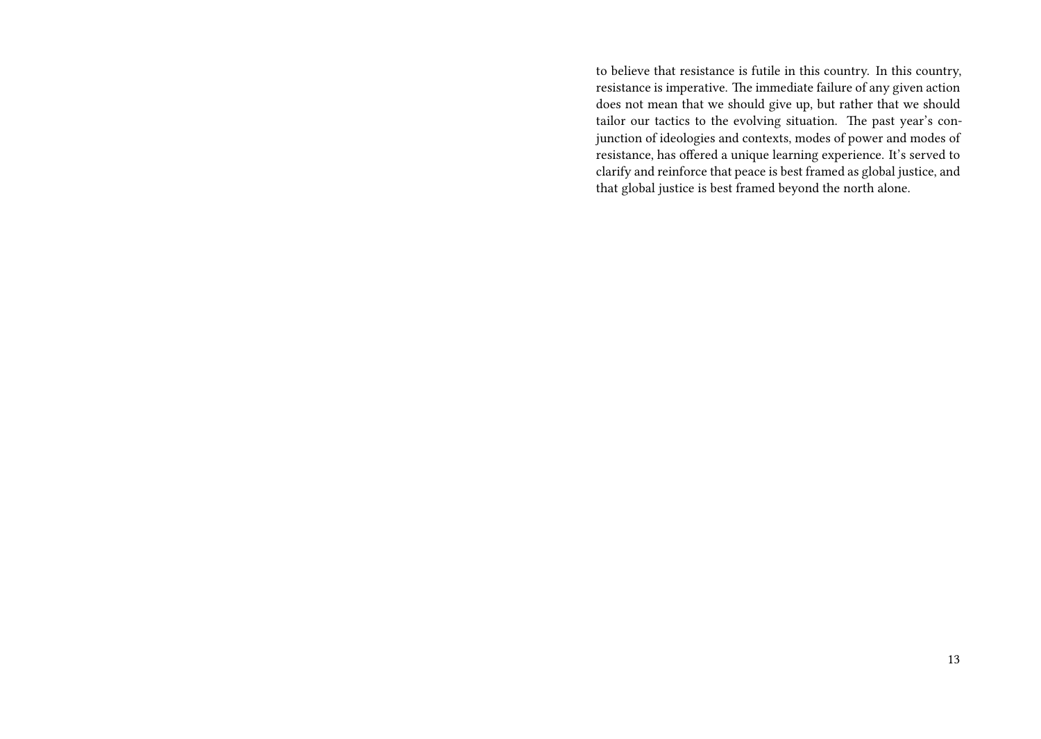to believe that resistance is futile in this country. In this country, resistance is imperative. The immediate failure of any given action does not mean that we should give up, but rather that we should tailor our tactics to the evolving situation. The past year's conjunction of ideologies and contexts, modes of power and modes of resistance, has offered a unique learning experience. It's served to clarify and reinforce that peace is best framed as global justice, and that global justice is best framed beyond the north alone.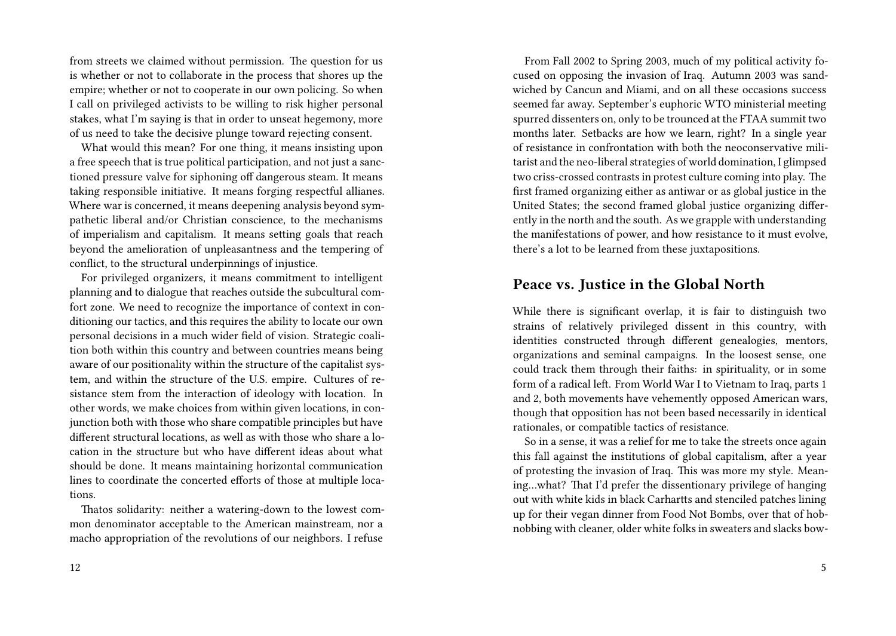from streets we claimed without permission. The question for us is whether or not to collaborate in the process that shores up the empire; whether or not to cooperate in our own policing. So when I call on privileged activists to be willing to risk higher personal stakes, what I'm saying is that in order to unseat hegemony, more of us need to take the decisive plunge toward rejecting consent.

What would this mean? For one thing, it means insisting upon a free speech that is true political participation, and not just a sanctioned pressure valve for siphoning off dangerous steam. It means taking responsible initiative. It means forging respectful allianes. Where war is concerned, it means deepening analysis beyond sympathetic liberal and/or Christian conscience, to the mechanisms of imperialism and capitalism. It means setting goals that reach beyond the amelioration of unpleasantness and the tempering of conflict, to the structural underpinnings of injustice.

For privileged organizers, it means commitment to intelligent planning and to dialogue that reaches outside the subcultural comfort zone. We need to recognize the importance of context in conditioning our tactics, and this requires the ability to locate our own personal decisions in a much wider field of vision. Strategic coalition both within this country and between countries means being aware of our positionality within the structure of the capitalist system, and within the structure of the U.S. empire. Cultures of resistance stem from the interaction of ideology with location. In other words, we make choices from within given locations, in conjunction both with those who share compatible principles but have different structural locations, as well as with those who share a location in the structure but who have different ideas about what should be done. It means maintaining horizontal communication lines to coordinate the concerted efforts of those at multiple locations.

Thatos solidarity: neither a watering-down to the lowest common denominator acceptable to the American mainstream, nor a macho appropriation of the revolutions of our neighbors. I refuse

From Fall 2002 to Spring 2003, much of my political activity focused on opposing the invasion of Iraq. Autumn 2003 was sandwiched by Cancun and Miami, and on all these occasions success seemed far away. September's euphoric WTO ministerial meeting spurred dissenters on, only to be trounced at the FTAA summit two months later. Setbacks are how we learn, right? In a single year of resistance in confrontation with both the neoconservative militarist and the neo-liberal strategies of world domination, I glimpsed two criss-crossed contrasts in protest culture coming into play. The first framed organizing either as antiwar or as global justice in the United States; the second framed global justice organizing differently in the north and the south. As we grapple with understanding the manifestations of power, and how resistance to it must evolve, there's a lot to be learned from these juxtapositions.

## Peace vs. Justice in the Global North

While there is significant overlap, it is fair to distinguish two strains of relatively privileged dissent in this country, with identities constructed through different genealogies, mentors, organizations and seminal campaigns. In the loosest sense, one could track them through their faiths: in spirituality, or in some form of a radical left. From World War I to Vietnam to Iraq, parts 1 and 2, both movements have vehemently opposed American wars, though that opposition has not been based necessarily in identical rationales, or compatible tactics of resistance.

So in a sense, it was a relief for me to take the streets once again this fall against the institutions of global capitalism, after a year of protesting the invasion of Iraq. This was more my style. Meaning…what? That I'd prefer the dissentionary privilege of hanging out with white kids in black Carhartts and stenciled patches lining up for their vegan dinner from Food Not Bombs, over that of hobnobbing with cleaner, older white folks in sweaters and slacks bow-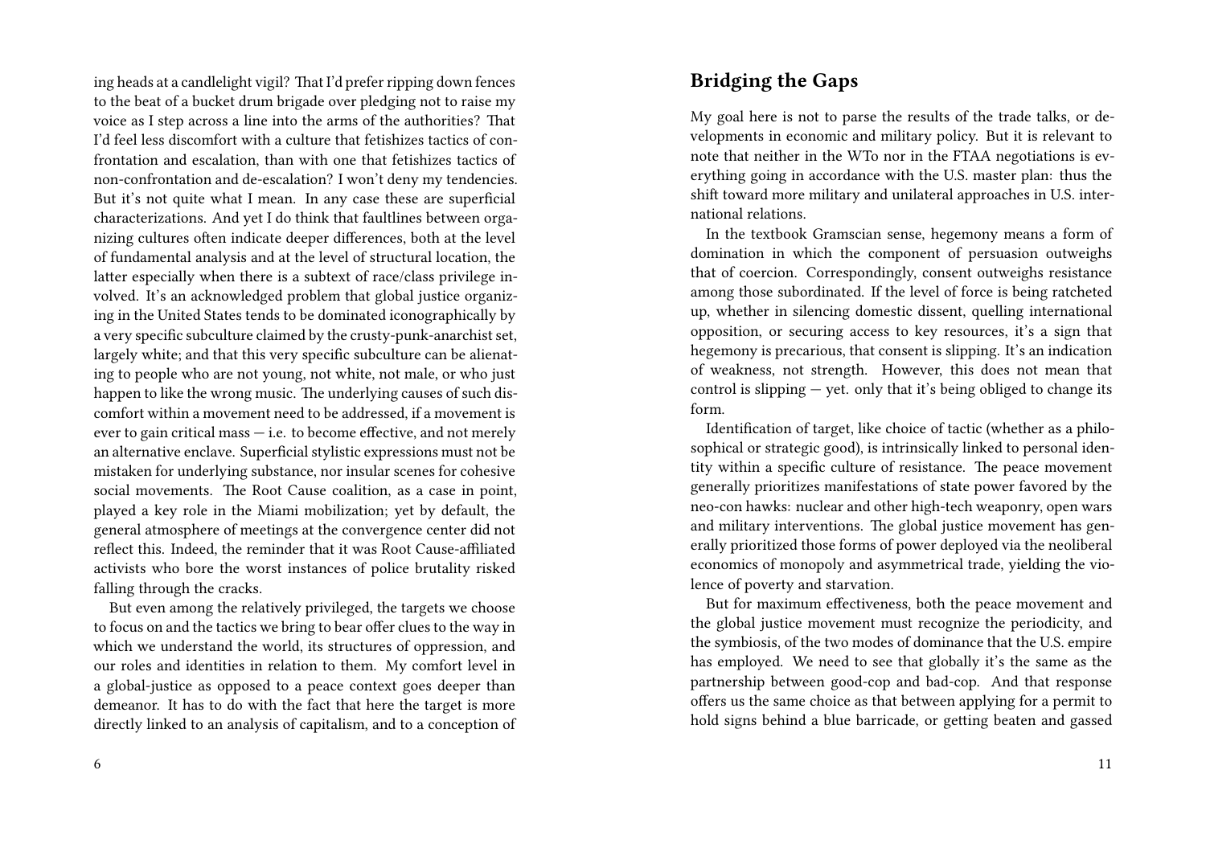ing heads at a candlelight vigil? That I'd prefer ripping down fences to the beat of a bucket drum brigade over pledging not to raise my voice as I step across a line into the arms of the authorities? That I'd feel less discomfort with a culture that fetishizes tactics of confrontation and escalation, than with one that fetishizes tactics of non-confrontation and de-escalation? I won't deny my tendencies. But it's not quite what I mean. In any case these are superficial characterizations. And yet I do think that faultlines between organizing cultures often indicate deeper differences, both at the level of fundamental analysis and at the level of structural location, the latter especially when there is a subtext of race/class privilege involved. It's an acknowledged problem that global justice organizing in the United States tends to be dominated iconographically by a very specific subculture claimed by the crusty-punk-anarchist set, largely white; and that this very specific subculture can be alienating to people who are not young, not white, not male, or who just happen to like the wrong music. The underlying causes of such discomfort within a movement need to be addressed, if a movement is ever to gain critical mass — i.e. to become effective, and not merely an alternative enclave. Superficial stylistic expressions must not be mistaken for underlying substance, nor insular scenes for cohesive social movements. The Root Cause coalition, as a case in point, played a key role in the Miami mobilization; yet by default, the general atmosphere of meetings at the convergence center did not reflect this. Indeed, the reminder that it was Root Cause-affiliated activists who bore the worst instances of police brutality risked falling through the cracks.

But even among the relatively privileged, the targets we choose to focus on and the tactics we bring to bear offer clues to the way in which we understand the world, its structures of oppression, and our roles and identities in relation to them. My comfort level in a global-justice as opposed to a peace context goes deeper than demeanor. It has to do with the fact that here the target is more directly linked to an analysis of capitalism, and to a conception of

## Bridging the Gaps

My goal here is not to parse the results of the trade talks, or developments in economic and military policy. But it is relevant to note that neither in the WTo nor in the FTAA negotiations is everything going in accordance with the U.S. master plan: thus the shift toward more military and unilateral approaches in U.S. international relations.

In the textbook Gramscian sense, hegemony means a form of domination in which the component of persuasion outweighs that of coercion. Correspondingly, consent outweighs resistance among those subordinated. If the level of force is being ratcheted up, whether in silencing domestic dissent, quelling international opposition, or securing access to key resources, it's a sign that hegemony is precarious, that consent is slipping. It's an indication of weakness, not strength. However, this does not mean that control is slipping — yet. only that it's being obliged to change its form.

Identification of target, like choice of tactic (whether as a philosophical or strategic good), is intrinsically linked to personal identity within a specific culture of resistance. The peace movement generally prioritizes manifestations of state power favored by the neo-con hawks: nuclear and other high-tech weaponry, open wars and military interventions. The global justice movement has generally prioritized those forms of power deployed via the neoliberal economics of monopoly and asymmetrical trade, yielding the violence of poverty and starvation.

But for maximum effectiveness, both the peace movement and the global justice movement must recognize the periodicity, and the symbiosis, of the two modes of dominance that the U.S. empire has employed. We need to see that globally it's the same as the partnership between good-cop and bad-cop. And that response offers us the same choice as that between applying for a permit to hold signs behind a blue barricade, or getting beaten and gassed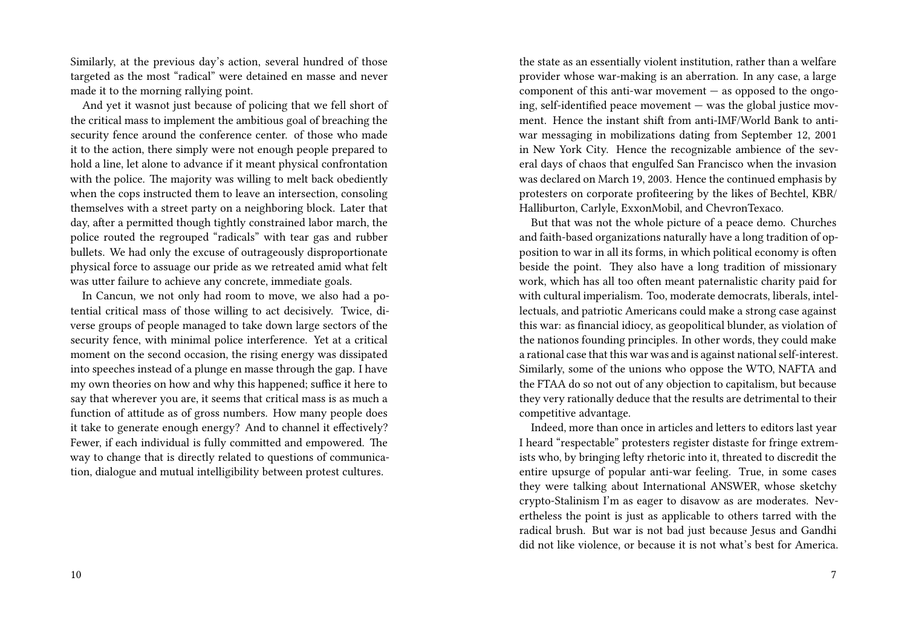Similarly, at the previous day's action, several hundred of those targeted as the most "radical" were detained en masse and never made it to the morning rallying point.

And yet it wasnot just because of policing that we fell short of the critical mass to implement the ambitious goal of breaching the security fence around the conference center. of those who made it to the action, there simply were not enough people prepared to hold a line, let alone to advance if it meant physical confrontation with the police. The majority was willing to melt back obediently when the cops instructed them to leave an intersection, consoling themselves with a street party on a neighboring block. Later that day, after a permitted though tightly constrained labor march, the police routed the regrouped "radicals" with tear gas and rubber bullets. We had only the excuse of outrageously disproportionate physical force to assuage our pride as we retreated amid what felt was utter failure to achieve any concrete, immediate goals.

In Cancun, we not only had room to move, we also had a potential critical mass of those willing to act decisively. Twice, diverse groups of people managed to take down large sectors of the security fence, with minimal police interference. Yet at a critical moment on the second occasion, the rising energy was dissipated into speeches instead of a plunge en masse through the gap. I have my own theories on how and why this happened; suffice it here to say that wherever you are, it seems that critical mass is as much a function of attitude as of gross numbers. How many people does it take to generate enough energy? And to channel it effectively? Fewer, if each individual is fully committed and empowered. The way to change that is directly related to questions of communication, dialogue and mutual intelligibility between protest cultures.

the state as an essentially violent institution, rather than a welfare provider whose war-making is an aberration. In any case, a large component of this anti-war movement — as opposed to the ongoing, self-identified peace movement — was the global justice movment. Hence the instant shift from anti-IMF/World Bank to anti-war messaging in mobilizations dating from September 12, 2001 in New York City. Hence the recognizable ambience of the several days of chaos that engulfed San Francisco when the invasion was declared on March 19, 2003. Hence the continued emphasis by protesters on corporate profiteering by the likes of Bechtel, KBR/Halliburton, Carlyle, ExxonMobil, and ChevronTexaco.

But that was not the whole picture of a peace demo. Churches and faith-based organizations naturally have a long tradition of opposition to war in all its forms, in which political economy is often beside the point. They also have a long tradition of missionary work, which has all too often meant paternalistic charity paid for with cultural imperialism. Too, moderate democrats, liberals, intellectuals, and patriotic Americans could make a strong case against this war: as financial idiocy, as geopolitical blunder, as violation of the nationos founding principles. In other words, they could make a rational case that this war was and is against national self-interest. Similarly, some of the unions who oppose the WTO, NAFTA and the FTAA do so not out of any objection to capitalism, but because they very rationally deduce that the results are detrimental to their competitive advantage.

Indeed, more than once in articles and letters to editors last year I heard "respectable" protesters register distaste for fringe extremists who, by bringing lefty rhetoric into it, threated to discredit the entire upsurge of popular anti-war feeling. True, in some cases they were talking about International ANSWER, whose sketchy crypto-Stalinism I'm as eager to disavow as are moderates. Nevertheless the point is just as applicable to others tarred with the radical brush. But war is not bad just because Jesus and Gandhi did not like violence, or because it is not what's best for America.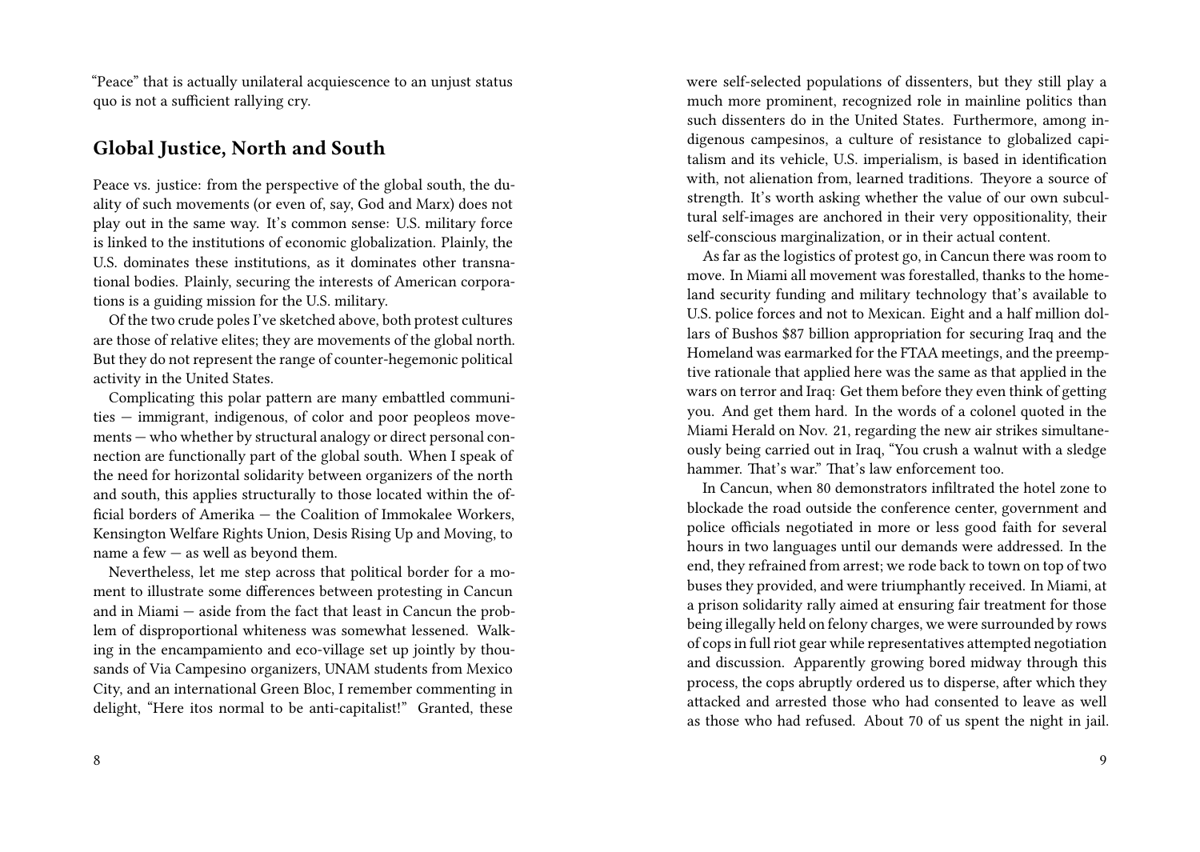"Peace" that is actually unilateral acquiescence to an unjust status quo is not a sufficient rallying cry.

## Global Justice, North and South

Peace vs. justice: from the perspective of the global south, the duality of such movements (or even of, say, God and Marx) does not play out in the same way. It's common sense: U.S. military force is linked to the institutions of economic globalization. Plainly, the U.S. dominates these institutions, as it dominates other transnational bodies. Plainly, securing the interests of American corporations is a guiding mission for the U.S. military.

Of the two crude poles I've sketched above, both protest cultures are those of relative elites; they are movements of the global north. But they do not represent the range of counter-hegemonic political activity in the United States.

Complicating this polar pattern are many embattled communities — immigrant, indigenous, of color and poor peopleos movements — who whether by structural analogy or direct personal connection are functionally part of the global south. When I speak of the need for horizontal solidarity between organizers of the north and south, this applies structurally to those located within the official borders of Amerika — the Coalition of Immokalee Workers, Kensington Welfare Rights Union, Desis Rising Up and Moving, to name a few — as well as beyond them.

Nevertheless, let me step across that political border for a moment to illustrate some differences between protesting in Cancun and in Miami — aside from the fact that least in Cancun the problem of disproportional whiteness was somewhat lessened. Walking in the encampamiento and eco-village set up jointly by thousands of Via Campesino organizers, UNAM students from Mexico City, and an international Green Bloc, I remember commenting in delight, "Here itos normal to be anti-capitalist!" Granted, these were self-selected populations of dissenters, but they still play a much more prominent, recognized role in mainline politics than such dissenters do in the United States. Furthermore, among indigenous campesinos, a culture of resistance to globalized capitalism and its vehicle, U.S. imperialism, is based in identification with, not alienation from, learned traditions. Theyore a source of strength. It's worth asking whether the value of our own subcultural self-images are anchored in their very oppositionality, their self-conscious marginalization, or in their actual content.

As far as the logistics of protest go, in Cancun there was room to move. In Miami all movement was forestalled, thanks to the homeland security funding and military technology that's available to U.S. police forces and not to Mexican. Eight and a half million dollars of Bushos $87 billion appropriation for securing Iraq and the Homeland was earmarked for the FTAA meetings, and the preemptive rationale that applied here was the same as that applied in the wars on terror and Iraq: Get them before they even think of getting you. And get them hard. In the words of a colonel quoted in the Miami Herald on Nov. 21, regarding the new air strikes simultaneously being carried out in Iraq, "You crush a walnut with a sledge hammer. That's war." That's law enforcement too.

In Cancun, when 80 demonstrators infiltrated the hotel zone to blockade the road outside the conference center, government and police officials negotiated in more or less good faith for several hours in two languages until our demands were addressed. In the end, they refrained from arrest; we rode back to town on top of two buses they provided, and were triumphantly received. In Miami, at a prison solidarity rally aimed at ensuring fair treatment for those being illegally held on felony charges, we were surrounded by rows of cops in full riot gear while representatives attempted negotiation and discussion. Apparently growing bored midway through this process, the cops abruptly ordered us to disperse, after which they attacked and arrested those who had consented to leave as well as those who had refused. About 70 of us spent the night in jail.